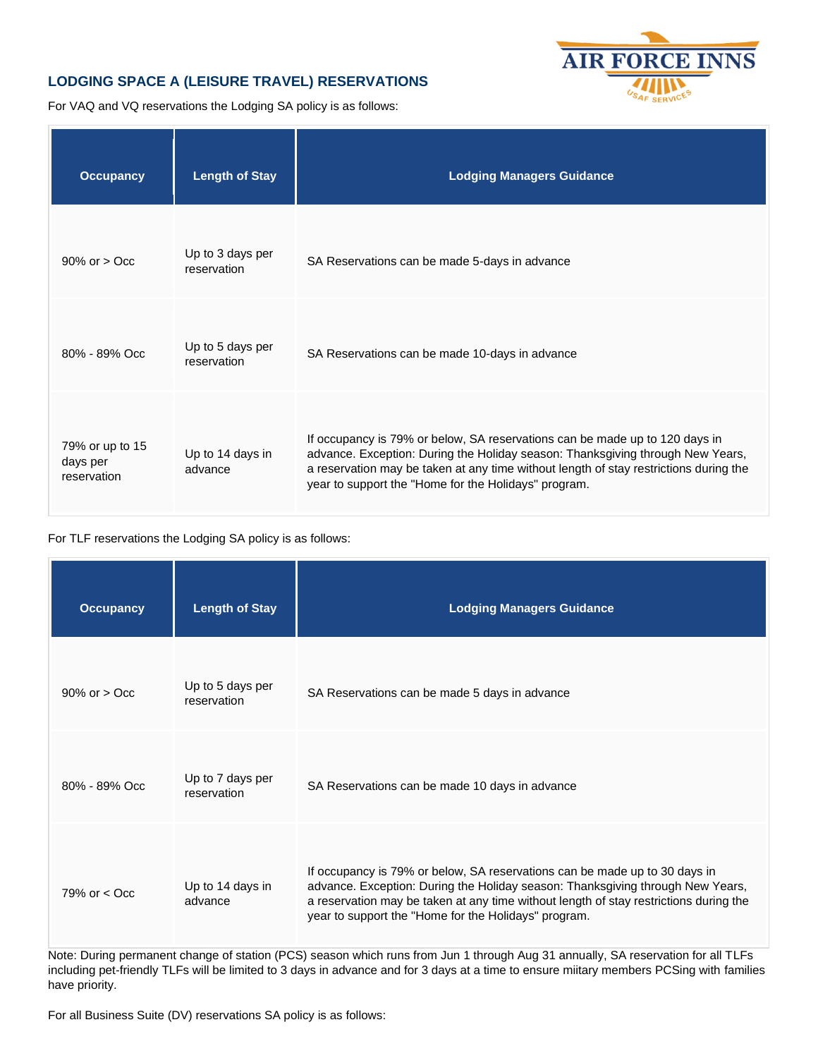## LODGING SPACE A (LEISURE TRAVEL) RESERVATIONS

For VAQ and VQ reservations the Lodging SA policy is as follows:

| Occupancy | Length of Stay | Lodging Managers Guidance |
|---|---|---|
| 90% or > Occ | Up to 3 days per reservation | SA Reservations can be made 5-days in advance |
| 80% - 89% Occ | Up to 5 days per reservation | SA Reservations can be made 10-days in advance |
| 79% or up to 15 days per reservation | Up to 14 days in advance | If occupancy is 79% or below, SA reservations can be made up to 120 days in advance. Exception: During the Holiday season: Thanksgiving through New Years, a reservation may be taken at any time without length of stay restrictions during the year to support the "Home for the Holidays" program. |

For TLF reservations the Lodging SA policy is as follows:

| Occupancy | Length of Stay | Lodging Managers Guidance |
|---|---|---|
| 90% or > Occ | Up to 5 days per reservation | SA Reservations can be made 5 days in advance |
| 80% - 89% Occ | Up to 7 days per reservation | SA Reservations can be made 10 days in advance |
| 79% or < Occ | Up to 14 days in advance | If occupancy is 79% or below, SA reservations can be made up to 30 days in advance. Exception: During the Holiday season: Thanksgiving through New Years, a reservation may be taken at any time without length of stay restrictions during the year to support the "Home for the Holidays" program. |

Note: During permanent change of station (PCS) season which runs from Jun 1 through Aug 31 annually, SA reservation for all TLFs including pet-friendly TLFs will be limited to 3 days in advance and for 3 days at a time to ensure miitary members PCSing with families have priority.

For all Business Suite (DV) reservations SA policy is as follows: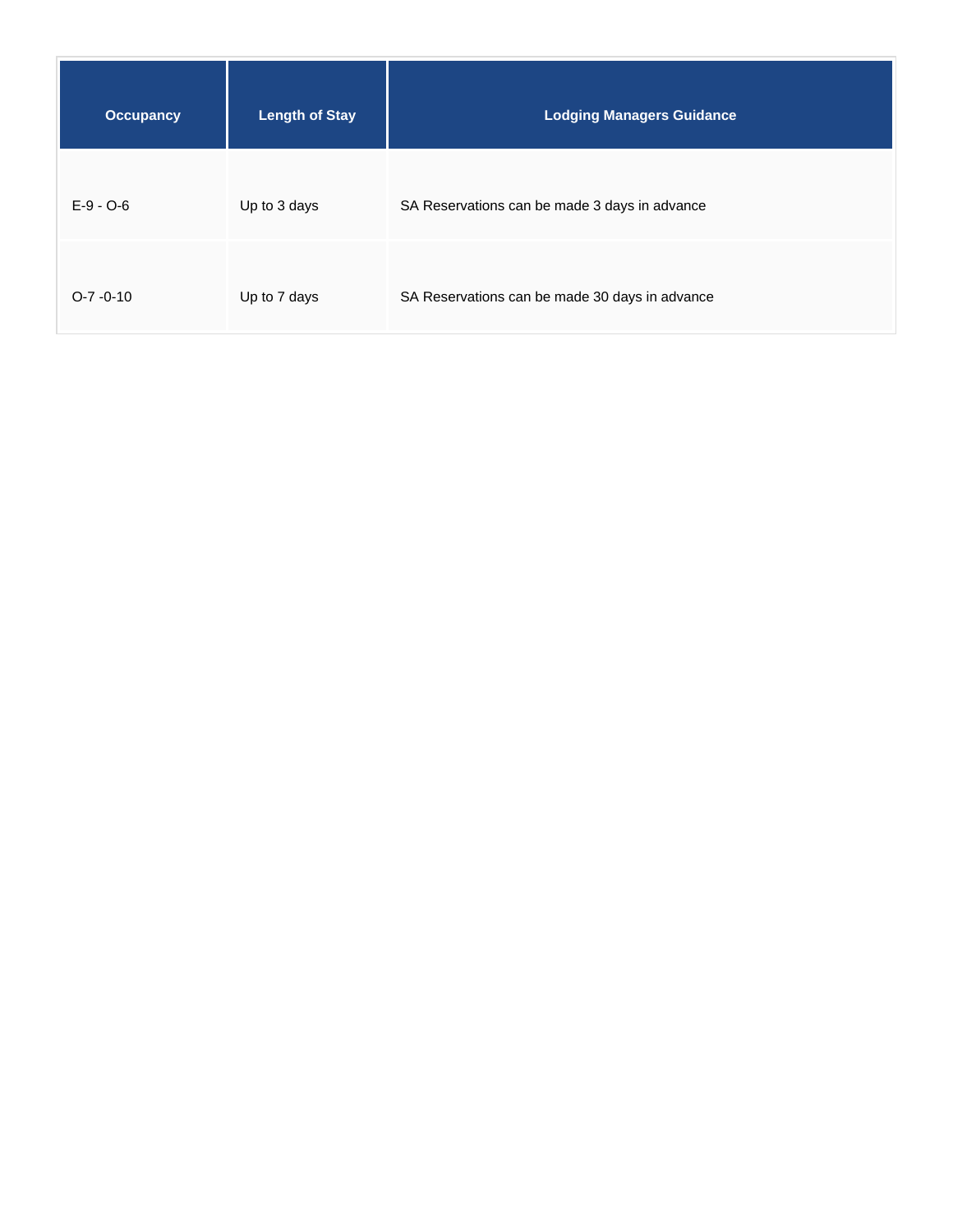| Occupancy | Length of Stay | Lodging Managers Guidance |
| --- | --- | --- |
| E-9 - O-6 | Up to 3 days | SA Reservations can be made 3 days in advance |
| O-7 -0-10 | Up to 7 days | SA Reservations can be made 30 days in advance |